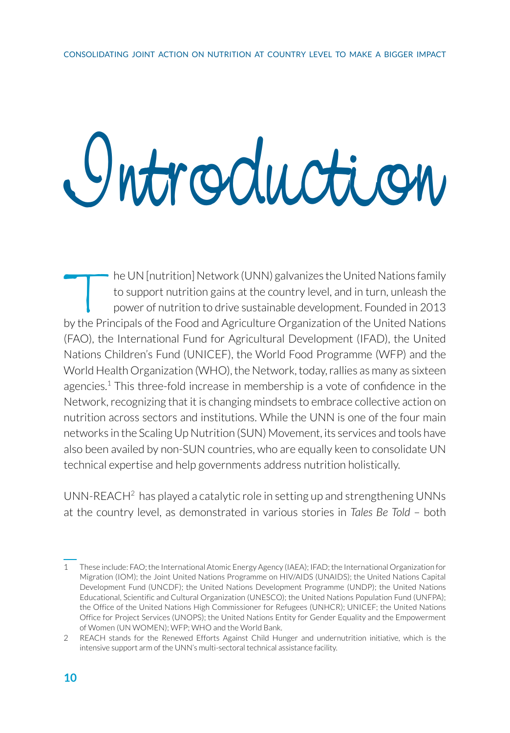# Introduction

The UN [nutrition] Network (UNN) galvanizes the United Nations family to support nutrition gains at the country level, and in turn, unleash the power of nutrition to drive sustainable development. Founded in 2013 by the Principals of the Food and Agriculture Organization of the United Nations (FAO), the International Fund for Agricultural Development (IFAD), the United Nations Children's Fund (UNICEF), the World Food Programme (WFP) and the World Health Organization (WHO), the Network, today, rallies as many as sixteen agencies.[1] This three-fold increase in membership is a vote of confidence in the Network, recognizing that it is changing mindsets to embrace collective action on nutrition across sectors and institutions. While the UNN is one of the four main networks in the Scaling Up Nutrition (SUN) Movement, its services and tools have also been availed by non-SUN countries, who are equally keen to consolidate UN technical expertise and help governments address nutrition holistically.

UNN-REACH[2] has played a catalytic role in setting up and strengthening UNNs at the country level, as demonstrated in various stories in *Tales Be Told* – both

---

1 These include: FAO; the International Atomic Energy Agency (IAEA); IFAD; the International Organization for Migration (IOM); the Joint United Nations Programme on HIV/AIDS (UNAIDS); the United Nations Capital Development Fund (UNCDF); the United Nations Development Programme (UNDP); the United Nations Educational, Scientific and Cultural Organization (UNESCO); the United Nations Population Fund (UNFPA); the Office of the United Nations High Commissioner for Refugees (UNHCR); UNICEF; the United Nations Office for Project Services (UNOPS); the United Nations Entity for Gender Equality and the Empowerment of Women (UN WOMEN); WFP; WHO and the World Bank.

2 REACH stands for the Renewed Efforts Against Child Hunger and undernutrition initiative, which is the intensive support arm of the UNN's multi-sectoral technical assistance facility.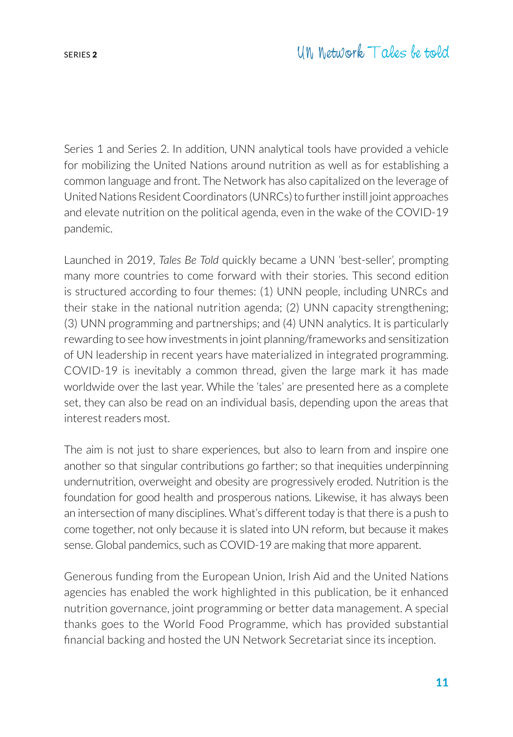Series 1 and Series 2. In addition, UNN analytical tools have provided a vehicle for mobilizing the United Nations around nutrition as well as for establishing a common language and front. The Network has also capitalized on the leverage of United Nations Resident Coordinators (UNRCs) to further instill joint approaches and elevate nutrition on the political agenda, even in the wake of the COVID-19 pandemic.

Launched in 2019, *Tales Be Told* quickly became a UNN 'best-seller', prompting many more countries to come forward with their stories. This second edition is structured according to four themes: (1) UNN people, including UNRCs and their stake in the national nutrition agenda; (2) UNN capacity strengthening; (3) UNN programming and partnerships; and (4) UNN analytics. It is particularly rewarding to see how investments in joint planning/frameworks and sensitization of UN leadership in recent years have materialized in integrated programming. COVID-19 is inevitably a common thread, given the large mark it has made worldwide over the last year. While the 'tales' are presented here as a complete set, they can also be read on an individual basis, depending upon the areas that interest readers most.

The aim is not just to share experiences, but also to learn from and inspire one another so that singular contributions go farther; so that inequities underpinning undernutrition, overweight and obesity are progressively eroded. Nutrition is the foundation for good health and prosperous nations. Likewise, it has always been an intersection of many disciplines. What's different today is that there is a push to come together, not only because it is slated into UN reform, but because it makes sense. Global pandemics, such as COVID-19 are making that more apparent.

Generous funding from the European Union, Irish Aid and the United Nations agencies has enabled the work highlighted in this publication, be it enhanced nutrition governance, joint programming or better data management. A special thanks goes to the World Food Programme, which has provided substantial financial backing and hosted the UN Network Secretariat since its inception.